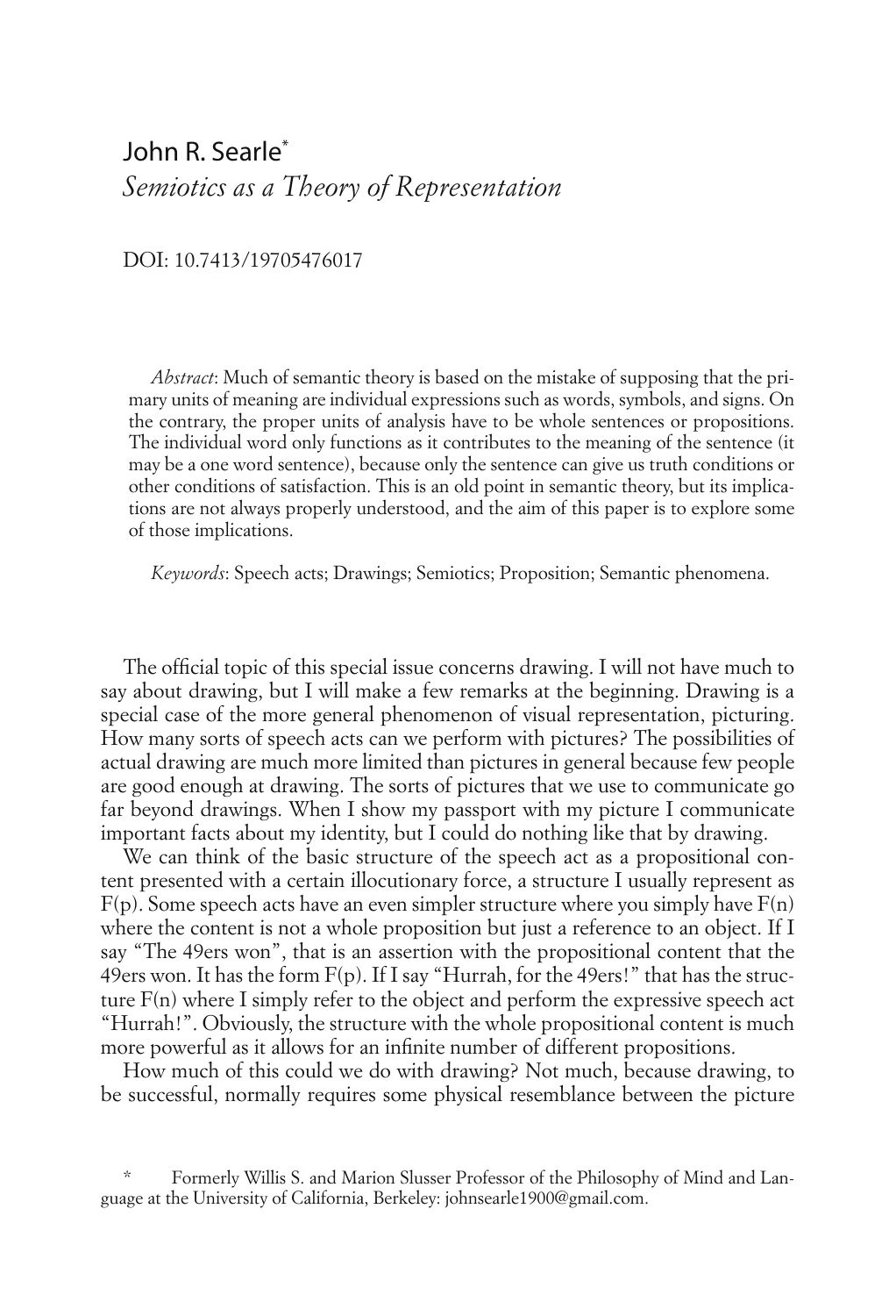# John R. Searle[*]

## *Semiotics as a Theory of Representation*

DOI: 10.7413/19705476017

*Abstract*: Much of semantic theory is based on the mistake of supposing that the primary units of meaning are individual expressions such as words, symbols, and signs. On the contrary, the proper units of analysis have to be whole sentences or propositions. The individual word only functions as it contributes to the meaning of the sentence (it may be a one word sentence), because only the sentence can give us truth conditions or other conditions of satisfaction. This is an old point in semantic theory, but its implications are not always properly understood, and the aim of this paper is to explore some of those implications.

*Keywords*: Speech acts; Drawings; Semiotics; Proposition; Semantic phenomena.

The official topic of this special issue concerns drawing. I will not have much to say about drawing, but I will make a few remarks at the beginning. Drawing is a special case of the more general phenomenon of visual representation, picturing. How many sorts of speech acts can we perform with pictures? The possibilities of actual drawing are much more limited than pictures in general because few people are good enough at drawing. The sorts of pictures that we use to communicate go far beyond drawings. When I show my passport with my picture I communicate important facts about my identity, but I could do nothing like that by drawing.

We can think of the basic structure of the speech act as a propositional content presented with a certain illocutionary force, a structure I usually represent as F(p). Some speech acts have an even simpler structure where you simply have F(n) where the content is not a whole proposition but just a reference to an object. If I say "The 49ers won", that is an assertion with the propositional content that the 49ers won. It has the form F(p). If I say "Hurrah, for the 49ers!" that has the structure F(n) where I simply refer to the object and perform the expressive speech act "Hurrah!". Obviously, the structure with the whole propositional content is much more powerful as it allows for an infinite number of different propositions.

How much of this could we do with drawing? Not much, because drawing, to be successful, normally requires some physical resemblance between the picture

[*] Formerly Willis S. and Marion Slusser Professor of the Philosophy of Mind and Language at the University of California, Berkeley: johnsearle1900@gmail.com.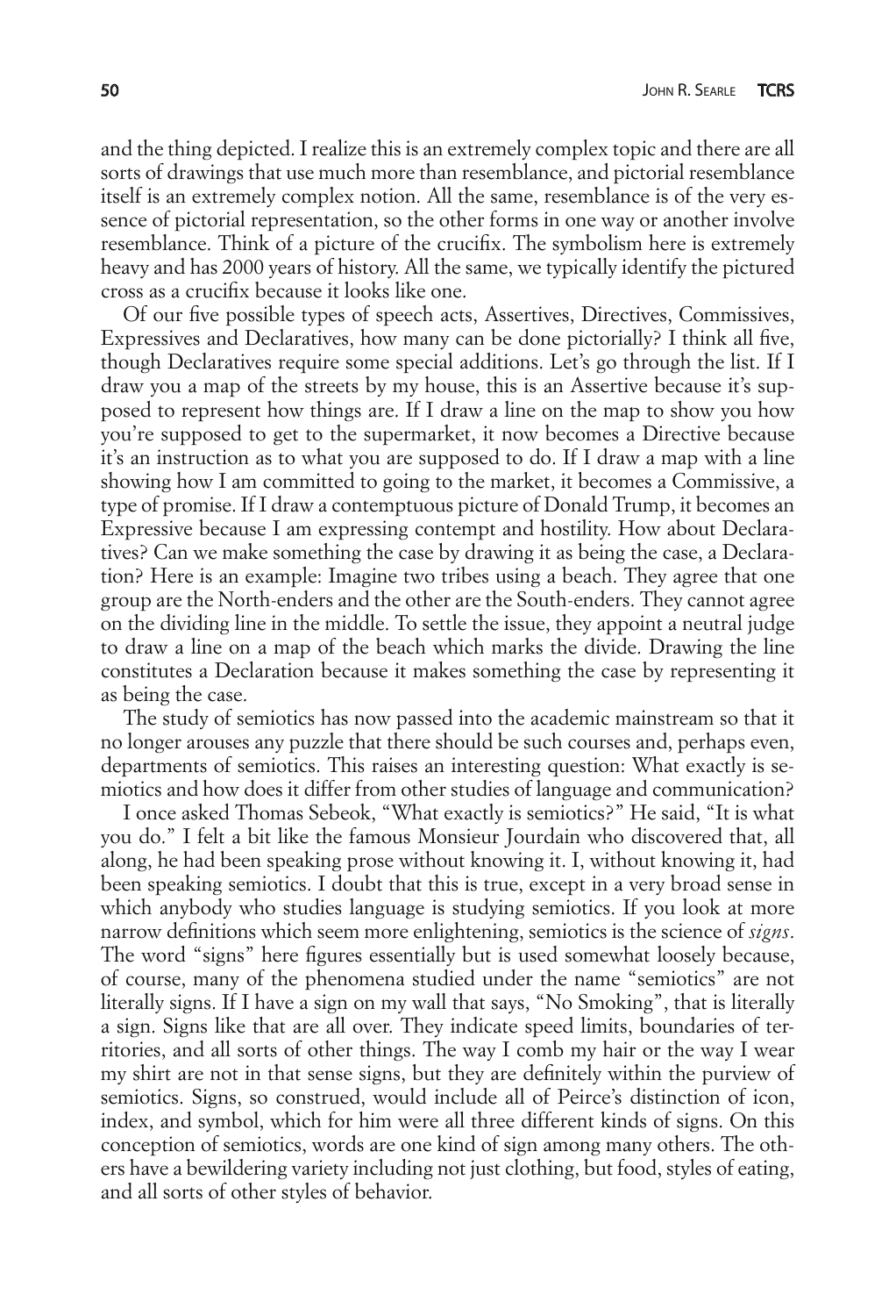and the thing depicted. I realize this is an extremely complex topic and there are all sorts of drawings that use much more than resemblance, and pictorial resemblance itself is an extremely complex notion. All the same, resemblance is of the very essence of pictorial representation, so the other forms in one way or another involve resemblance. Think of a picture of the crucifix. The symbolism here is extremely heavy and has 2000 years of history. All the same, we typically identify the pictured cross as a crucifix because it looks like one.

Of our five possible types of speech acts, Assertives, Directives, Commissives, Expressives and Declaratives, how many can be done pictorially? I think all five, though Declaratives require some special additions. Let's go through the list. If I draw you a map of the streets by my house, this is an Assertive because it's supposed to represent how things are. If I draw a line on the map to show you how you're supposed to get to the supermarket, it now becomes a Directive because it's an instruction as to what you are supposed to do. If I draw a map with a line showing how I am committed to going to the market, it becomes a Commissive, a type of promise. If I draw a contemptuous picture of Donald Trump, it becomes an Expressive because I am expressing contempt and hostility. How about Declaratives? Can we make something the case by drawing it as being the case, a Declaration? Here is an example: Imagine two tribes using a beach. They agree that one group are the North-enders and the other are the South-enders. They cannot agree on the dividing line in the middle. To settle the issue, they appoint a neutral judge to draw a line on a map of the beach which marks the divide. Drawing the line constitutes a Declaration because it makes something the case by representing it as being the case.

The study of semiotics has now passed into the academic mainstream so that it no longer arouses any puzzle that there should be such courses and, perhaps even, departments of semiotics. This raises an interesting question: What exactly is semiotics and how does it differ from other studies of language and communication?

I once asked Thomas Sebeok, "What exactly is semiotics?" He said, "It is what you do." I felt a bit like the famous Monsieur Jourdain who discovered that, all along, he had been speaking prose without knowing it. I, without knowing it, had been speaking semiotics. I doubt that this is true, except in a very broad sense in which anybody who studies language is studying semiotics. If you look at more narrow definitions which seem more enlightening, semiotics is the science of *signs*. The word "signs" here figures essentially but is used somewhat loosely because, of course, many of the phenomena studied under the name "semiotics" are not literally signs. If I have a sign on my wall that says, "No Smoking", that is literally a sign. Signs like that are all over. They indicate speed limits, boundaries of territories, and all sorts of other things. The way I comb my hair or the way I wear my shirt are not in that sense signs, but they are definitely within the purview of semiotics. Signs, so construed, would include all of Peirce's distinction of icon, index, and symbol, which for him were all three different kinds of signs. On this conception of semiotics, words are one kind of sign among many others. The others have a bewildering variety including not just clothing, but food, styles of eating, and all sorts of other styles of behavior.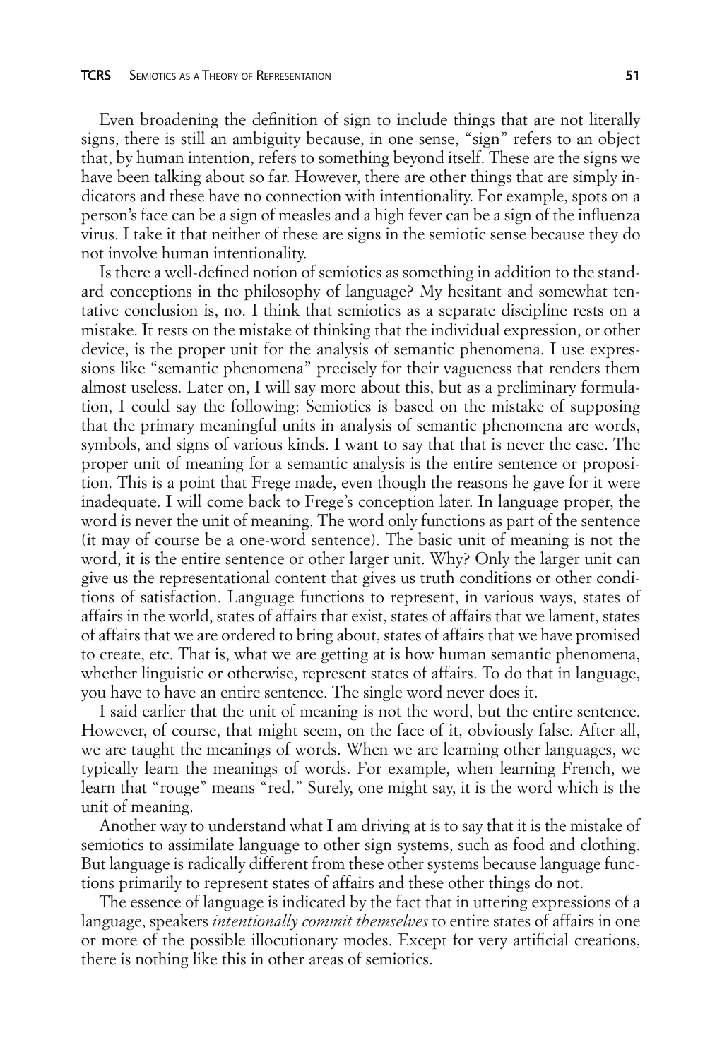Even broadening the definition of sign to include things that are not literally signs, there is still an ambiguity because, in one sense, "sign" refers to an object that, by human intention, refers to something beyond itself. These are the signs we have been talking about so far. However, there are other things that are simply indicators and these have no connection with intentionality. For example, spots on a person's face can be a sign of measles and a high fever can be a sign of the influenza virus. I take it that neither of these are signs in the semiotic sense because they do not involve human intentionality.

Is there a well-defined notion of semiotics as something in addition to the standard conceptions in the philosophy of language? My hesitant and somewhat tentative conclusion is, no. I think that semiotics as a separate discipline rests on a mistake. It rests on the mistake of thinking that the individual expression, or other device, is the proper unit for the analysis of semantic phenomena. I use expressions like "semantic phenomena" precisely for their vagueness that renders them almost useless. Later on, I will say more about this, but as a preliminary formulation, I could say the following: Semiotics is based on the mistake of supposing that the primary meaningful units in analysis of semantic phenomena are words, symbols, and signs of various kinds. I want to say that that is never the case. The proper unit of meaning for a semantic analysis is the entire sentence or proposition. This is a point that Frege made, even though the reasons he gave for it were inadequate. I will come back to Frege's conception later. In language proper, the word is never the unit of meaning. The word only functions as part of the sentence (it may of course be a one-word sentence). The basic unit of meaning is not the word, it is the entire sentence or other larger unit. Why? Only the larger unit can give us the representational content that gives us truth conditions or other conditions of satisfaction. Language functions to represent, in various ways, states of affairs in the world, states of affairs that exist, states of affairs that we lament, states of affairs that we are ordered to bring about, states of affairs that we have promised to create, etc. That is, what we are getting at is how human semantic phenomena, whether linguistic or otherwise, represent states of affairs. To do that in language, you have to have an entire sentence. The single word never does it.

I said earlier that the unit of meaning is not the word, but the entire sentence. However, of course, that might seem, on the face of it, obviously false. After all, we are taught the meanings of words. When we are learning other languages, we typically learn the meanings of words. For example, when learning French, we learn that "rouge" means "red." Surely, one might say, it is the word which is the unit of meaning.

Another way to understand what I am driving at is to say that it is the mistake of semiotics to assimilate language to other sign systems, such as food and clothing. But language is radically different from these other systems because language functions primarily to represent states of affairs and these other things do not.

The essence of language is indicated by the fact that in uttering expressions of a language, speakers *intentionally commit themselves* to entire states of affairs in one or more of the possible illocutionary modes. Except for very artificial creations, there is nothing like this in other areas of semiotics.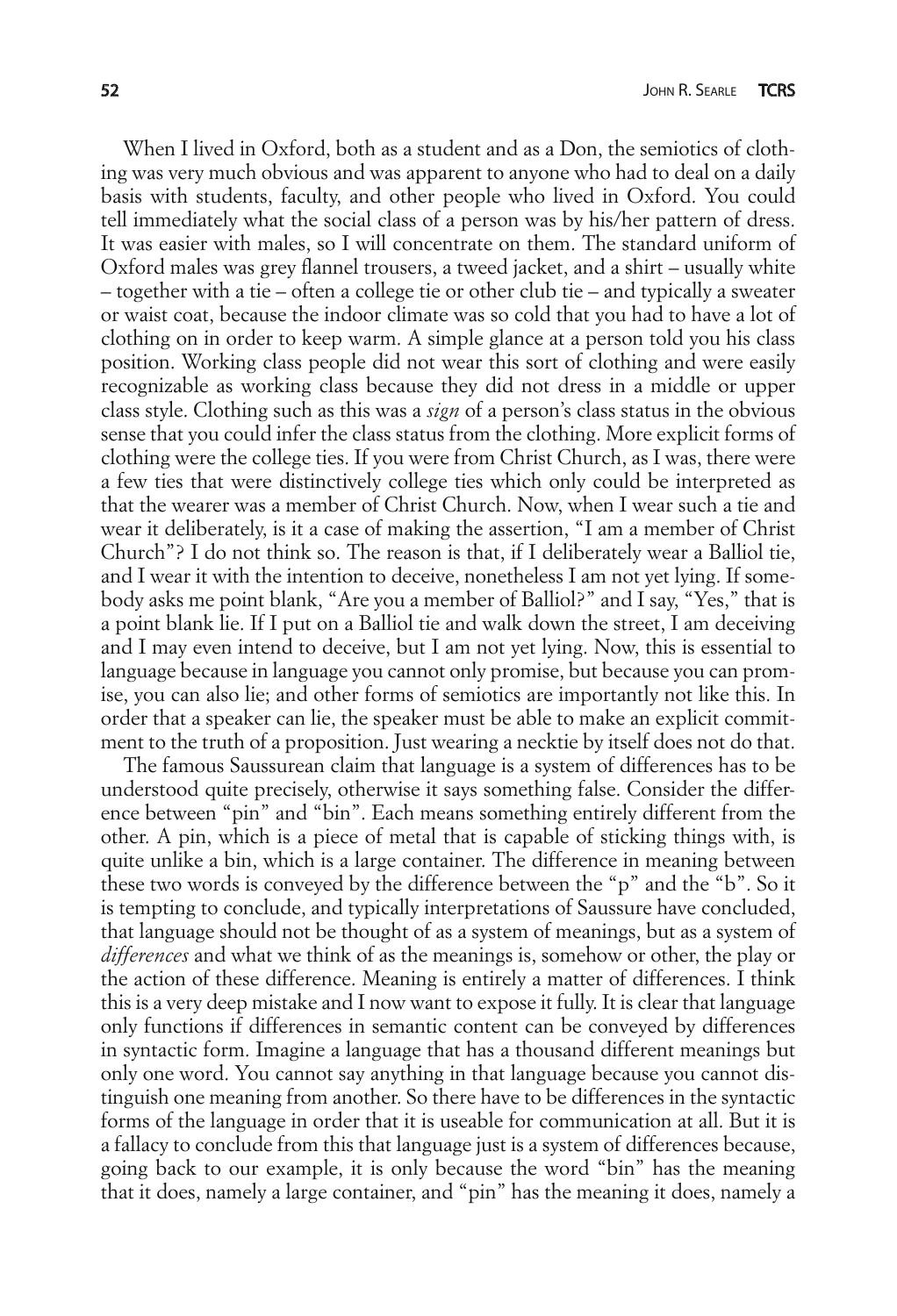When I lived in Oxford, both as a student and as a Don, the semiotics of clothing was very much obvious and was apparent to anyone who had to deal on a daily basis with students, faculty, and other people who lived in Oxford. You could tell immediately what the social class of a person was by his/her pattern of dress. It was easier with males, so I will concentrate on them. The standard uniform of Oxford males was grey flannel trousers, a tweed jacket, and a shirt – usually white – together with a tie – often a college tie or other club tie – and typically a sweater or waist coat, because the indoor climate was so cold that you had to have a lot of clothing on in order to keep warm. A simple glance at a person told you his class position. Working class people did not wear this sort of clothing and were easily recognizable as working class because they did not dress in a middle or upper class style. Clothing such as this was a *sign* of a person's class status in the obvious sense that you could infer the class status from the clothing. More explicit forms of clothing were the college ties. If you were from Christ Church, as I was, there were a few ties that were distinctively college ties which only could be interpreted as that the wearer was a member of Christ Church. Now, when I wear such a tie and wear it deliberately, is it a case of making the assertion, "I am a member of Christ Church"? I do not think so. The reason is that, if I deliberately wear a Balliol tie, and I wear it with the intention to deceive, nonetheless I am not yet lying. If somebody asks me point blank, "Are you a member of Balliol?" and I say, "Yes," that is a point blank lie. If I put on a Balliol tie and walk down the street, I am deceiving and I may even intend to deceive, but I am not yet lying. Now, this is essential to language because in language you cannot only promise, but because you can promise, you can also lie; and other forms of semiotics are importantly not like this. In order that a speaker can lie, the speaker must be able to make an explicit commitment to the truth of a proposition. Just wearing a necktie by itself does not do that.

The famous Saussurean claim that language is a system of differences has to be understood quite precisely, otherwise it says something false. Consider the difference between "pin" and "bin". Each means something entirely different from the other. A pin, which is a piece of metal that is capable of sticking things with, is quite unlike a bin, which is a large container. The difference in meaning between these two words is conveyed by the difference between the "p" and the "b". So it is tempting to conclude, and typically interpretations of Saussure have concluded, that language should not be thought of as a system of meanings, but as a system of *differences* and what we think of as the meanings is, somehow or other, the play or the action of these difference. Meaning is entirely a matter of differences. I think this is a very deep mistake and I now want to expose it fully. It is clear that language only functions if differences in semantic content can be conveyed by differences in syntactic form. Imagine a language that has a thousand different meanings but only one word. You cannot say anything in that language because you cannot distinguish one meaning from another. So there have to be differences in the syntactic forms of the language in order that it is useable for communication at all. But it is a fallacy to conclude from this that language just is a system of differences because, going back to our example, it is only because the word "bin" has the meaning that it does, namely a large container, and "pin" has the meaning it does, namely a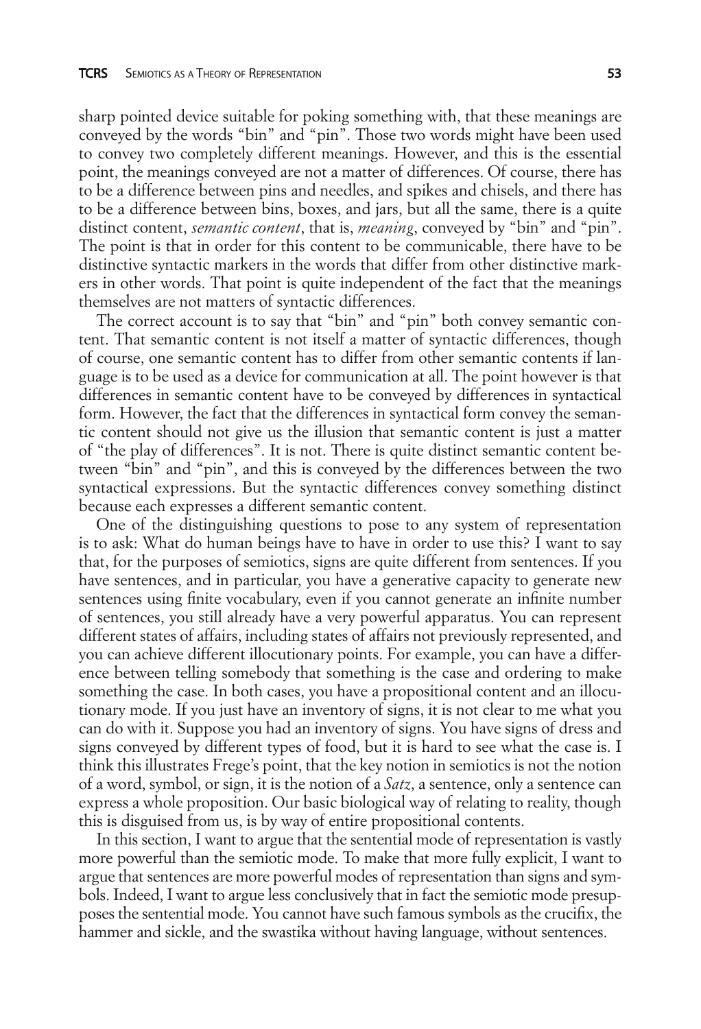sharp pointed device suitable for poking something with, that these meanings are conveyed by the words "bin" and "pin". Those two words might have been used to convey two completely different meanings. However, and this is the essential point, the meanings conveyed are not a matter of differences. Of course, there has to be a difference between pins and needles, and spikes and chisels, and there has to be a difference between bins, boxes, and jars, but all the same, there is a quite distinct content, *semantic content*, that is, *meaning*, conveyed by "bin" and "pin". The point is that in order for this content to be communicable, there have to be distinctive syntactic markers in the words that differ from other distinctive markers in other words. That point is quite independent of the fact that the meanings themselves are not matters of syntactic differences.

The correct account is to say that "bin" and "pin" both convey semantic content. That semantic content is not itself a matter of syntactic differences, though of course, one semantic content has to differ from other semantic contents if language is to be used as a device for communication at all. The point however is that differences in semantic content have to be conveyed by differences in syntactical form. However, the fact that the differences in syntactical form convey the semantic content should not give us the illusion that semantic content is just a matter of "the play of differences". It is not. There is quite distinct semantic content between "bin" and "pin", and this is conveyed by the differences between the two syntactical expressions. But the syntactic differences convey something distinct because each expresses a different semantic content.

One of the distinguishing questions to pose to any system of representation is to ask: What do human beings have to have in order to use this? I want to say that, for the purposes of semiotics, signs are quite different from sentences. If you have sentences, and in particular, you have a generative capacity to generate new sentences using finite vocabulary, even if you cannot generate an infinite number of sentences, you still already have a very powerful apparatus. You can represent different states of affairs, including states of affairs not previously represented, and you can achieve different illocutionary points. For example, you can have a difference between telling somebody that something is the case and ordering to make something the case. In both cases, you have a propositional content and an illocutionary mode. If you just have an inventory of signs, it is not clear to me what you can do with it. Suppose you had an inventory of signs. You have signs of dress and signs conveyed by different types of food, but it is hard to see what the case is. I think this illustrates Frege's point, that the key notion in semiotics is not the notion of a word, symbol, or sign, it is the notion of a *Satz*, a sentence, only a sentence can express a whole proposition. Our basic biological way of relating to reality, though this is disguised from us, is by way of entire propositional contents.

In this section, I want to argue that the sentential mode of representation is vastly more powerful than the semiotic mode. To make that more fully explicit, I want to argue that sentences are more powerful modes of representation than signs and symbols. Indeed, I want to argue less conclusively that in fact the semiotic mode presupposes the sentential mode. You cannot have such famous symbols as the crucifix, the hammer and sickle, and the swastika without having language, without sentences.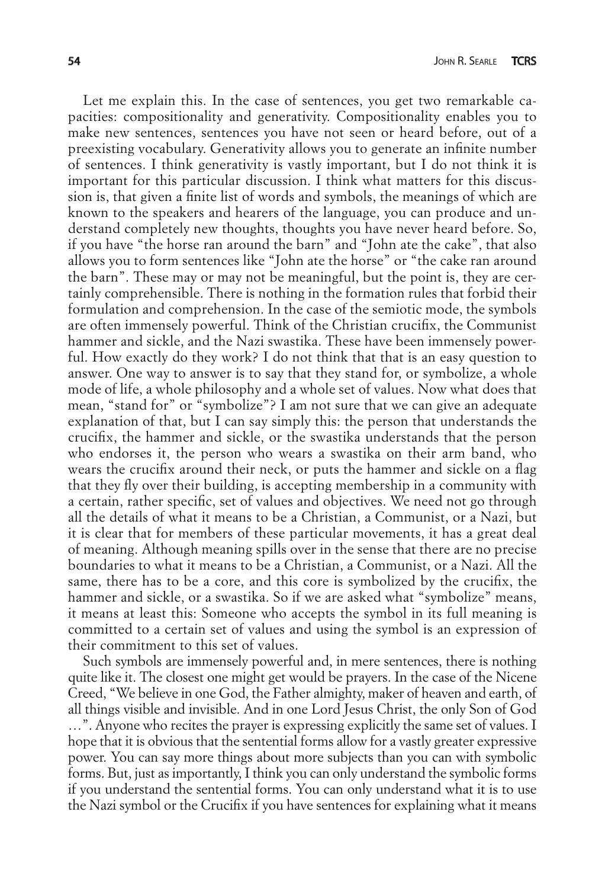Let me explain this. In the case of sentences, you get two remarkable capacities: compositionality and generativity. Compositionality enables you to make new sentences, sentences you have not seen or heard before, out of a preexisting vocabulary. Generativity allows you to generate an infinite number of sentences. I think generativity is vastly important, but I do not think it is important for this particular discussion. I think what matters for this discussion is, that given a finite list of words and symbols, the meanings of which are known to the speakers and hearers of the language, you can produce and understand completely new thoughts, thoughts you have never heard before. So, if you have "the horse ran around the barn" and "John ate the cake", that also allows you to form sentences like "John ate the horse" or "the cake ran around the barn". These may or may not be meaningful, but the point is, they are certainly comprehensible. There is nothing in the formation rules that forbid their formulation and comprehension. In the case of the semiotic mode, the symbols are often immensely powerful. Think of the Christian crucifix, the Communist hammer and sickle, and the Nazi swastika. These have been immensely powerful. How exactly do they work? I do not think that that is an easy question to answer. One way to answer is to say that they stand for, or symbolize, a whole mode of life, a whole philosophy and a whole set of values. Now what does that mean, "stand for" or "symbolize"? I am not sure that we can give an adequate explanation of that, but I can say simply this: the person that understands the crucifix, the hammer and sickle, or the swastika understands that the person who endorses it, the person who wears a swastika on their arm band, who wears the crucifix around their neck, or puts the hammer and sickle on a flag that they fly over their building, is accepting membership in a community with a certain, rather specific, set of values and objectives. We need not go through all the details of what it means to be a Christian, a Communist, or a Nazi, but it is clear that for members of these particular movements, it has a great deal of meaning. Although meaning spills over in the sense that there are no precise boundaries to what it means to be a Christian, a Communist, or a Nazi. All the same, there has to be a core, and this core is symbolized by the crucifix, the hammer and sickle, or a swastika. So if we are asked what "symbolize" means, it means at least this: Someone who accepts the symbol in its full meaning is committed to a certain set of values and using the symbol is an expression of their commitment to this set of values.

Such symbols are immensely powerful and, in mere sentences, there is nothing quite like it. The closest one might get would be prayers. In the case of the Nicene Creed, "We believe in one God, the Father almighty, maker of heaven and earth, of all things visible and invisible. And in one Lord Jesus Christ, the only Son of God …". Anyone who recites the prayer is expressing explicitly the same set of values. I hope that it is obvious that the sentential forms allow for a vastly greater expressive power. You can say more things about more subjects than you can with symbolic forms. But, just as importantly, I think you can only understand the symbolic forms if you understand the sentential forms. You can only understand what it is to use the Nazi symbol or the Crucifix if you have sentences for explaining what it means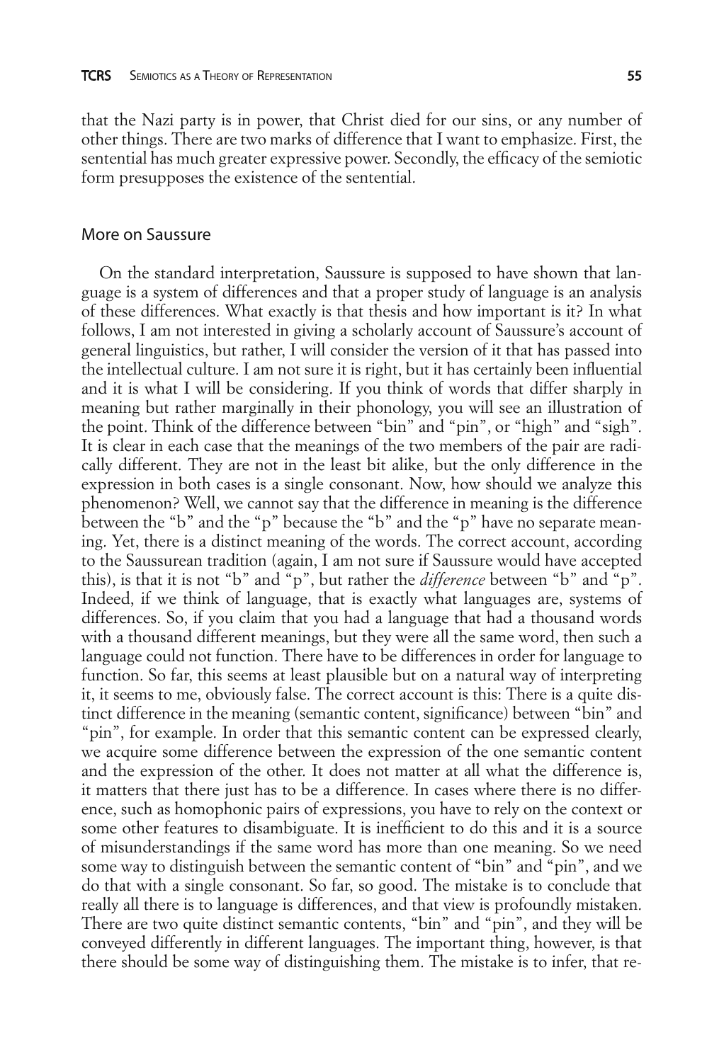that the Nazi party is in power, that Christ died for our sins, or any number of other things. There are two marks of difference that I want to emphasize. First, the sentential has much greater expressive power. Secondly, the efficacy of the semiotic form presupposes the existence of the sentential.

## More on Saussure

On the standard interpretation, Saussure is supposed to have shown that language is a system of differences and that a proper study of language is an analysis of these differences. What exactly is that thesis and how important is it? In what follows, I am not interested in giving a scholarly account of Saussure's account of general linguistics, but rather, I will consider the version of it that has passed into the intellectual culture. I am not sure it is right, but it has certainly been influential and it is what I will be considering. If you think of words that differ sharply in meaning but rather marginally in their phonology, you will see an illustration of the point. Think of the difference between "bin" and "pin", or "high" and "sigh". It is clear in each case that the meanings of the two members of the pair are radically different. They are not in the least bit alike, but the only difference in the expression in both cases is a single consonant. Now, how should we analyze this phenomenon? Well, we cannot say that the difference in meaning is the difference between the "b" and the "p" because the "b" and the "p" have no separate meaning. Yet, there is a distinct meaning of the words. The correct account, according to the Saussurean tradition (again, I am not sure if Saussure would have accepted this), is that it is not "b" and "p", but rather the *difference* between "b" and "p". Indeed, if we think of language, that is exactly what languages are, systems of differences. So, if you claim that you had a language that had a thousand words with a thousand different meanings, but they were all the same word, then such a language could not function. There have to be differences in order for language to function. So far, this seems at least plausible but on a natural way of interpreting it, it seems to me, obviously false. The correct account is this: There is a quite distinct difference in the meaning (semantic content, significance) between "bin" and "pin", for example. In order that this semantic content can be expressed clearly, we acquire some difference between the expression of the one semantic content and the expression of the other. It does not matter at all what the difference is, it matters that there just has to be a difference. In cases where there is no difference, such as homophonic pairs of expressions, you have to rely on the context or some other features to disambiguate. It is inefficient to do this and it is a source of misunderstandings if the same word has more than one meaning. So we need some way to distinguish between the semantic content of "bin" and "pin", and we do that with a single consonant. So far, so good. The mistake is to conclude that really all there is to language is differences, and that view is profoundly mistaken. There are two quite distinct semantic contents, "bin" and "pin", and they will be conveyed differently in different languages. The important thing, however, is that there should be some way of distinguishing them. The mistake is to infer, that re-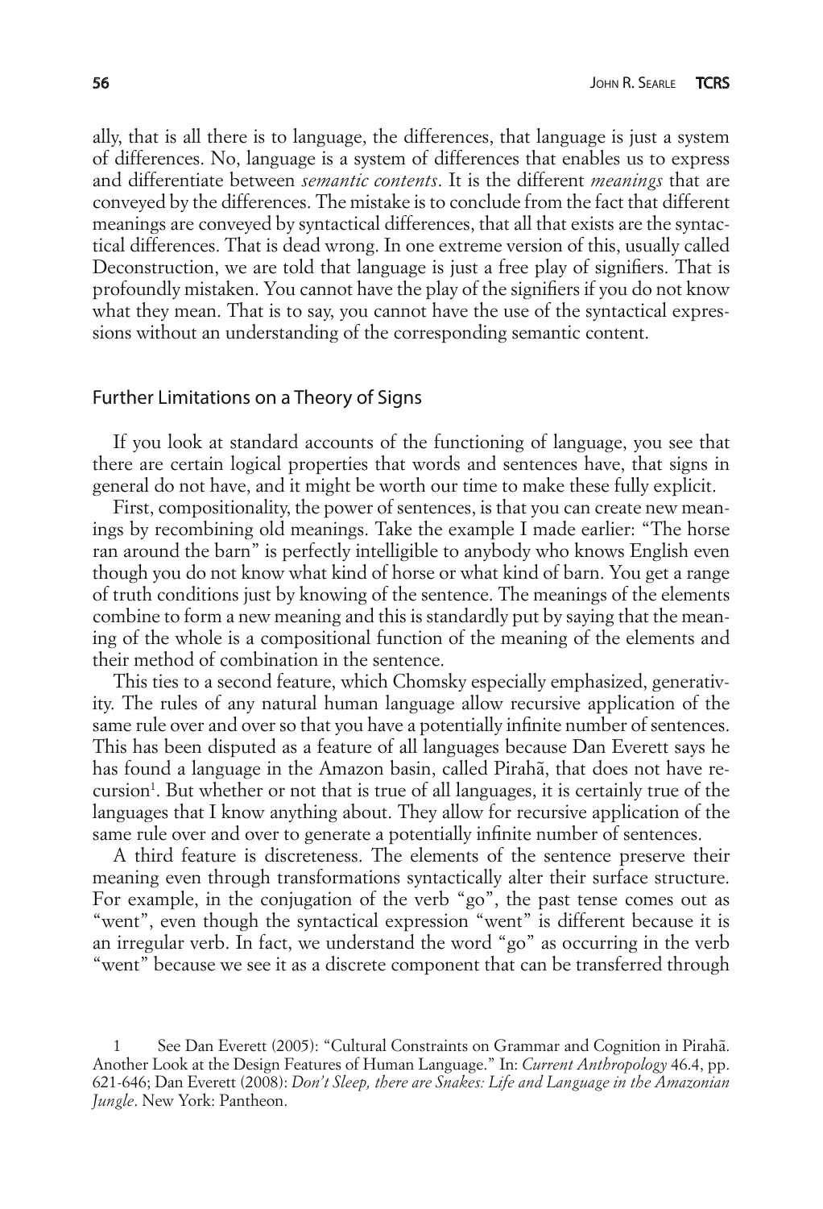ally, that is all there is to language, the differences, that language is just a system of differences. No, language is a system of differences that enables us to express and differentiate between *semantic contents*. It is the different *meanings* that are conveyed by the differences. The mistake is to conclude from the fact that different meanings are conveyed by syntactical differences, that all that exists are the syntactical differences. That is dead wrong. In one extreme version of this, usually called Deconstruction, we are told that language is just a free play of signifiers. That is profoundly mistaken. You cannot have the play of the signifiers if you do not know what they mean. That is to say, you cannot have the use of the syntactical expressions without an understanding of the corresponding semantic content.

## Further Limitations on a Theory of Signs

If you look at standard accounts of the functioning of language, you see that there are certain logical properties that words and sentences have, that signs in general do not have, and it might be worth our time to make these fully explicit.

First, compositionality, the power of sentences, is that you can create new meanings by recombining old meanings. Take the example I made earlier: "The horse ran around the barn" is perfectly intelligible to anybody who knows English even though you do not know what kind of horse or what kind of barn. You get a range of truth conditions just by knowing of the sentence. The meanings of the elements combine to form a new meaning and this is standardly put by saying that the meaning of the whole is a compositional function of the meaning of the elements and their method of combination in the sentence.

This ties to a second feature, which Chomsky especially emphasized, generativity. The rules of any natural human language allow recursive application of the same rule over and over so that you have a potentially infinite number of sentences. This has been disputed as a feature of all languages because Dan Everett says he has found a language in the Amazon basin, called Pirahã, that does not have recursion[1]. But whether or not that is true of all languages, it is certainly true of the languages that I know anything about. They allow for recursive application of the same rule over and over to generate a potentially infinite number of sentences.

A third feature is discreteness. The elements of the sentence preserve their meaning even through transformations syntactically alter their surface structure. For example, in the conjugation of the verb "go", the past tense comes out as "went", even though the syntactical expression "went" is different because it is an irregular verb. In fact, we understand the word "go" as occurring in the verb "went" because we see it as a discrete component that can be transferred through

---

1 See Dan Everett (2005): "Cultural Constraints on Grammar and Cognition in Pirahã. Another Look at the Design Features of Human Language." In: *Current Anthropology* 46.4, pp. 621-646; Dan Everett (2008): *Don't Sleep, there are Snakes: Life and Language in the Amazonian Jungle*. New York: Pantheon.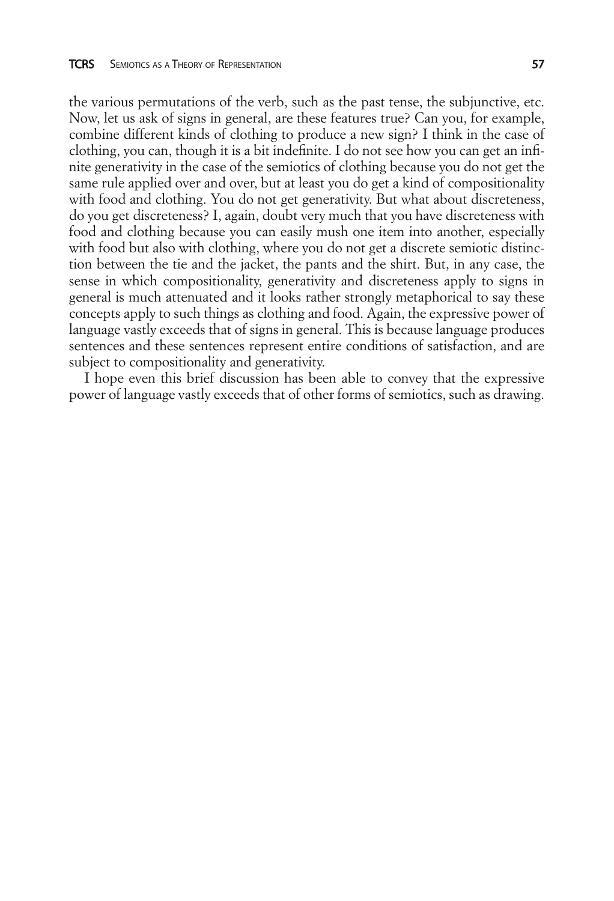the various permutations of the verb, such as the past tense, the subjunctive, etc. Now, let us ask of signs in general, are these features true? Can you, for example, combine different kinds of clothing to produce a new sign? I think in the case of clothing, you can, though it is a bit indefinite. I do not see how you can get an infinite generativity in the case of the semiotics of clothing because you do not get the same rule applied over and over, but at least you do get a kind of compositionality with food and clothing. You do not get generativity. But what about discreteness, do you get discreteness? I, again, doubt very much that you have discreteness with food and clothing because you can easily mush one item into another, especially with food but also with clothing, where you do not get a discrete semiotic distinction between the tie and the jacket, the pants and the shirt. But, in any case, the sense in which compositionality, generativity and discreteness apply to signs in general is much attenuated and it looks rather strongly metaphorical to say these concepts apply to such things as clothing and food. Again, the expressive power of language vastly exceeds that of signs in general. This is because language produces sentences and these sentences represent entire conditions of satisfaction, and are subject to compositionality and generativity.

I hope even this brief discussion has been able to convey that the expressive power of language vastly exceeds that of other forms of semiotics, such as drawing.